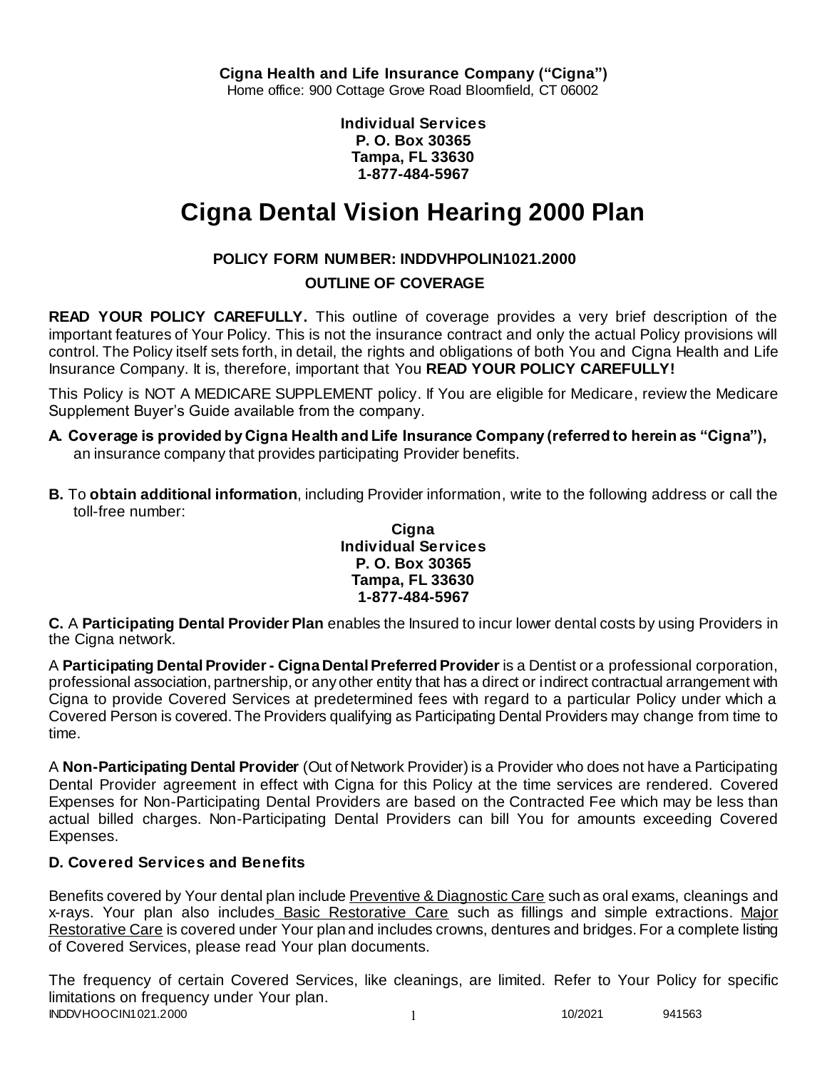**Cigna Health and Life Insurance Company ("Cigna")**
Home office: 900 Cottage Grove Road Bloomfield, CT 06002

**Individual Services**
**P. O. Box 30365**
**Tampa, FL 33630**
**1-877-484-5967**

# Cigna Dental Vision Hearing 2000 Plan

**POLICY FORM NUMBER: INDDVHPOLIN1021.2000**

**OUTLINE OF COVERAGE**

**READ YOUR POLICY CAREFULLY.** This outline of coverage provides a very brief description of the important features of Your Policy. This is not the insurance contract and only the actual Policy provisions will control. The Policy itself sets forth, in detail, the rights and obligations of both You and Cigna Health and Life Insurance Company. It is, therefore, important that You **READ YOUR POLICY CAREFULLY!**

This Policy is NOT A MEDICARE SUPPLEMENT policy. If You are eligible for Medicare, review the Medicare Supplement Buyer's Guide available from the company.

**A. Coverage is provided by Cigna Health and Life Insurance Company (referred to herein as "Cigna"),** an insurance company that provides participating Provider benefits.

**B.** To **obtain additional information**, including Provider information, write to the following address or call the toll-free number:

**Cigna**
**Individual Services**
**P. O. Box 30365**
**Tampa, FL 33630**
**1-877-484-5967**

**C.** A **Participating Dental Provider Plan** enables the Insured to incur lower dental costs by using Providers in the Cigna network.

A **Participating Dental Provider - Cigna Dental Preferred Provider** is a Dentist or a professional corporation, professional association, partnership, or any other entity that has a direct or indirect contractual arrangement with Cigna to provide Covered Services at predetermined fees with regard to a particular Policy under which a Covered Person is covered. The Providers qualifying as Participating Dental Providers may change from time to time.

A **Non-Participating Dental Provider** (Out of Network Provider) is a Provider who does not have a Participating Dental Provider agreement in effect with Cigna for this Policy at the time services are rendered. Covered Expenses for Non-Participating Dental Providers are based on the Contracted Fee which may be less than actual billed charges. Non-Participating Dental Providers can bill You for amounts exceeding Covered Expenses.

### D. Covered Services and Benefits

Benefits covered by Your dental plan include Preventive & Diagnostic Care such as oral exams, cleanings and x-rays. Your plan also includes Basic Restorative Care such as fillings and simple extractions. Major Restorative Care is covered under Your plan and includes crowns, dentures and bridges. For a complete listing of Covered Services, please read Your plan documents.

The frequency of certain Covered Services, like cleanings, are limited. Refer to Your Policy for specific limitations on frequency under Your plan.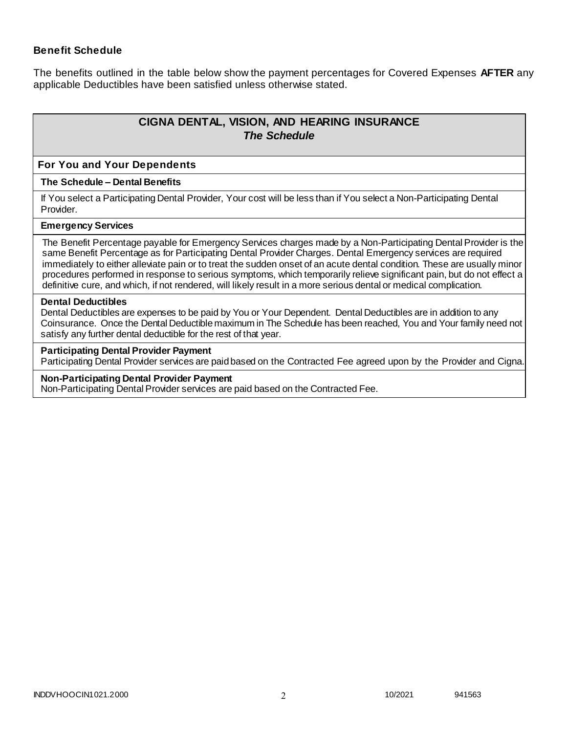### Benefit Schedule

The benefits outlined in the table below show the payment percentages for Covered Expenses **AFTER** any applicable Deductibles have been satisfied unless otherwise stated.

| **CIGNA DENTAL, VISION, AND HEARING INSURANCE** ***The Schedule*** |
|---|
| **For You and Your Dependents** |
| **The Schedule – Dental Benefits** |
| If You select a Participating Dental Provider, Your cost will be less than if You select a Non-Participating Dental Provider. |
| **Emergency Services** |
| The Benefit Percentage payable for Emergency Services charges made by a Non-Participating Dental Provider is the same Benefit Percentage as for Participating Dental Provider Charges. Dental Emergency services are required immediately to either alleviate pain or to treat the sudden onset of an acute dental condition. These are usually minor procedures performed in response to serious symptoms, which temporarily relieve significant pain, but do not effect a definitive cure, and which, if not rendered, will likely result in a more serious dental or medical complication. |
| **Dental Deductibles** Dental Deductibles are expenses to be paid by You or Your Dependent. Dental Deductibles are in addition to any Coinsurance. Once the Dental Deductible maximum in The Schedule has been reached, You and Your family need not satisfy any further dental deductible for the rest of that year. |
| **Participating Dental Provider Payment** Participating Dental Provider services are paid based on the Contracted Fee agreed upon by the Provider and Cigna. |
| **Non-Participating Dental Provider Payment** Non-Participating Dental Provider services are paid based on the Contracted Fee. |

INDDVHOOCIN1021.2000 10/2021 941563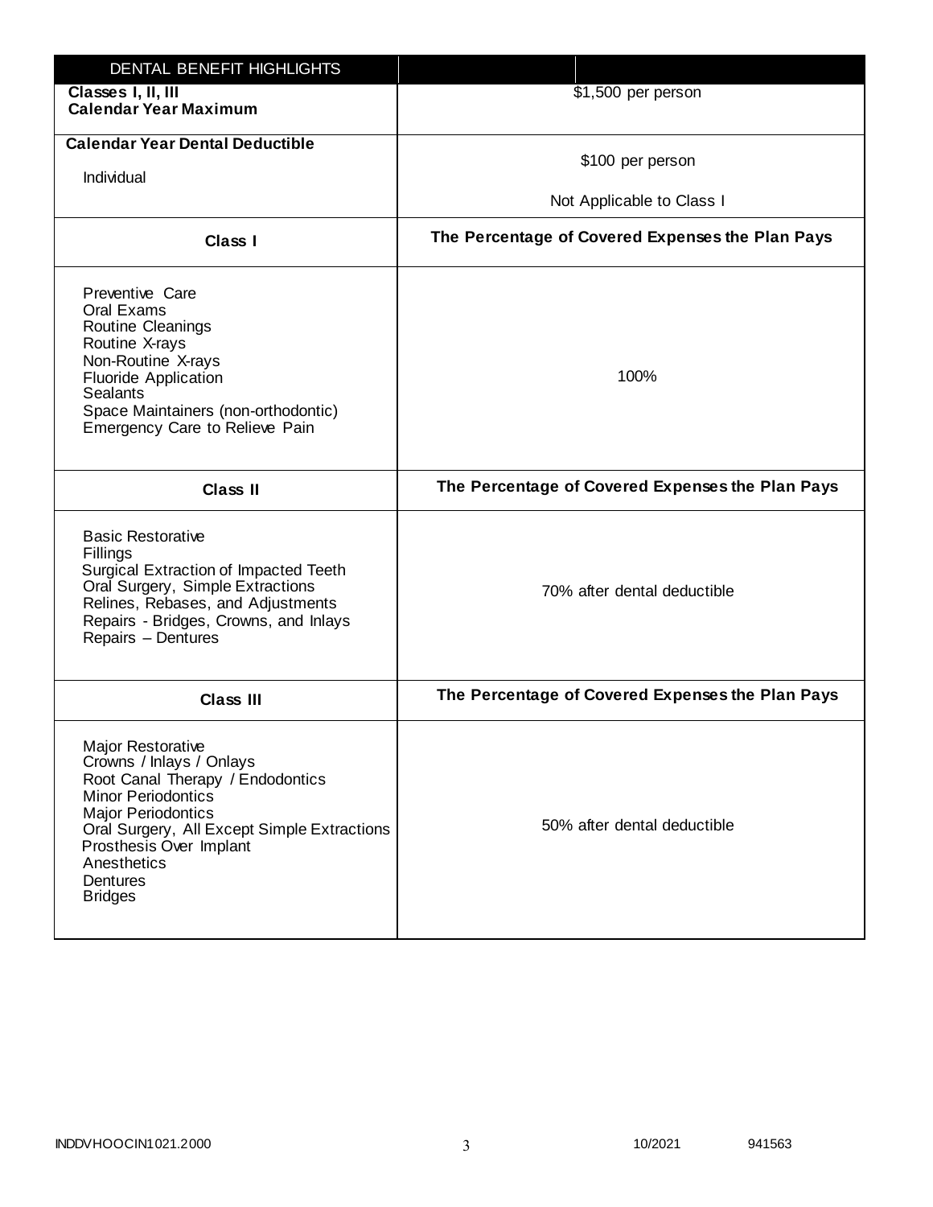| DENTAL BENEFIT HIGHLIGHTS | |
|---|---|
| **Classes I, II, III**<br>**Calendar Year Maximum** | $1,500 per person |
| **Calendar Year Dental Deductible**<br>Individual | $100 per person<br>Not Applicable to Class I |
| **Class I** | **The Percentage of Covered Expenses the Plan Pays** |
| Preventive Care<br>Oral Exams<br>Routine Cleanings<br>Routine X-rays<br>Non-Routine X-rays<br>Fluoride Application<br>Sealants<br>Space Maintainers (non-orthodontic)<br>Emergency Care to Relieve Pain | 100% |
| **Class II** | **The Percentage of Covered Expenses the Plan Pays** |
| Basic Restorative<br>Fillings<br>Surgical Extraction of Impacted Teeth<br>Oral Surgery, Simple Extractions<br>Relines, Rebases, and Adjustments<br>Repairs - Bridges, Crowns, and Inlays<br>Repairs – Dentures | 70% after dental deductible |
| **Class III** | **The Percentage of Covered Expenses the Plan Pays** |
| Major Restorative<br>Crowns / Inlays / Onlays<br>Root Canal Therapy / Endodontics<br>Minor Periodontics<br>Major Periodontics<br>Oral Surgery, All Except Simple Extractions<br>Prosthesis Over Implant<br>Anesthetics<br>Dentures<br>Bridges | 50% after dental deductible |

INDDVHOOCIN1021.2000 10/2021 941563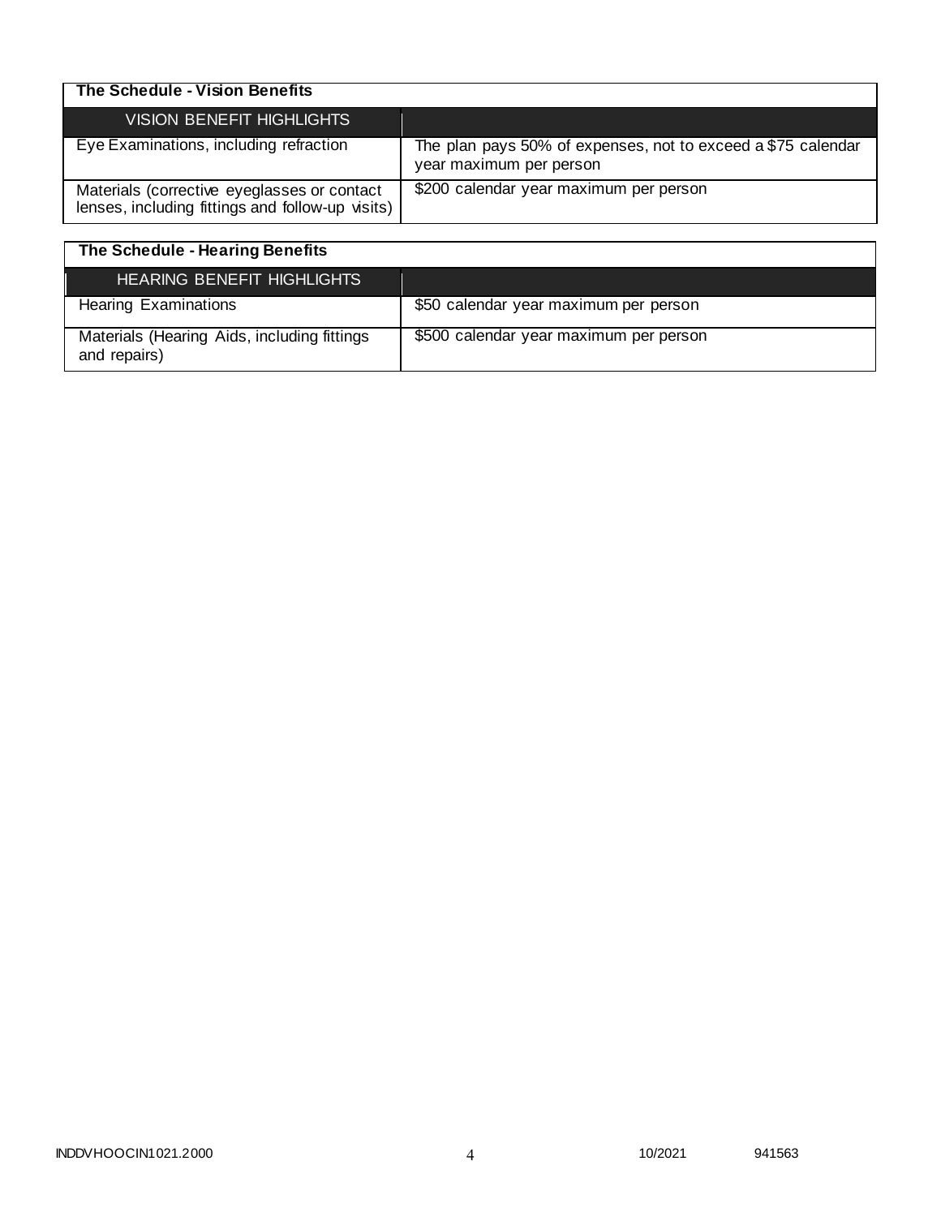| The Schedule - Vision Benefits | |
|---|---|
| VISION BENEFIT HIGHLIGHTS | |
| Eye Examinations, including refraction | The plan pays 50% of expenses, not to exceed a $75 calendar year maximum per person |
| Materials (corrective eyeglasses or contact lenses, including fittings and follow-up visits) | $200 calendar year maximum per person |

| The Schedule - Hearing Benefits | |
|---|---|
| HEARING BENEFIT HIGHLIGHTS | |
| Hearing Examinations | $50 calendar year maximum per person |
| Materials (Hearing Aids, including fittings and repairs) | $500 calendar year maximum per person |

INDDVHOOCIN1021.2000 10/2021 941563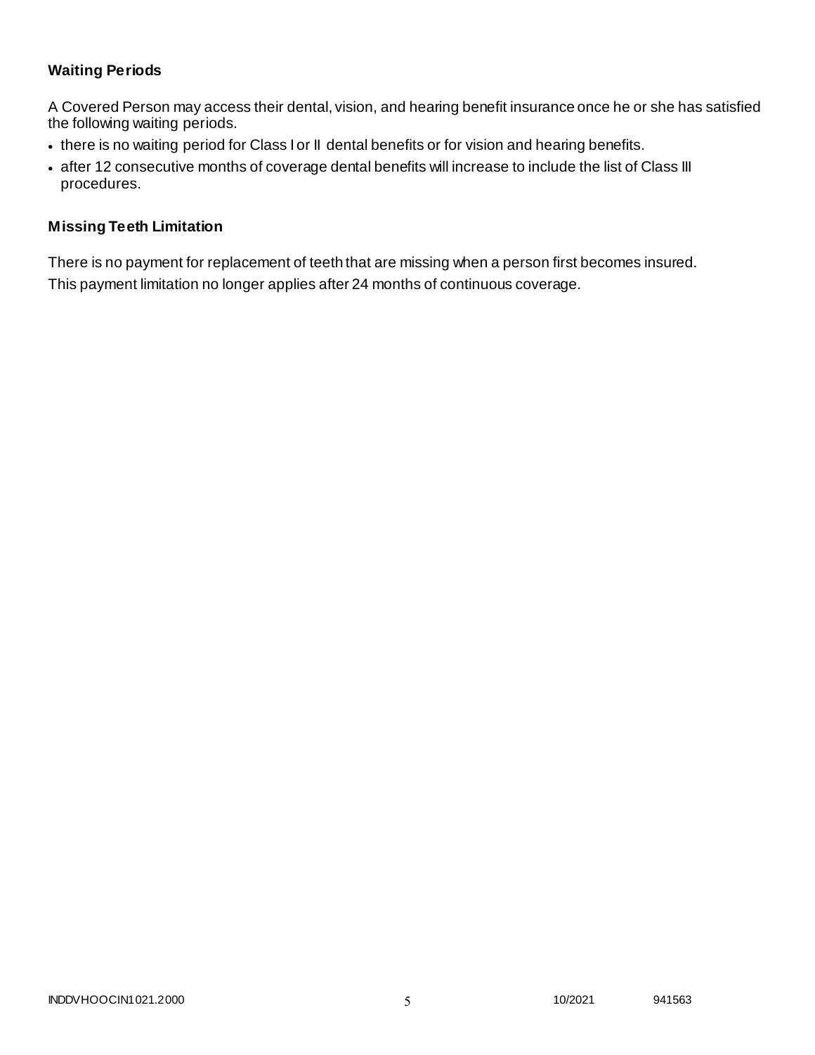### Waiting Periods

A Covered Person may access their dental, vision, and hearing benefit insurance once he or she has satisfied the following waiting periods.

- there is no waiting period for Class I or II dental benefits or for vision and hearing benefits.
- after 12 consecutive months of coverage dental benefits will increase to include the list of Class III procedures.

### Missing Teeth Limitation

There is no payment for replacement of teeth that are missing when a person first becomes insured.
This payment limitation no longer applies after 24 months of continuous coverage.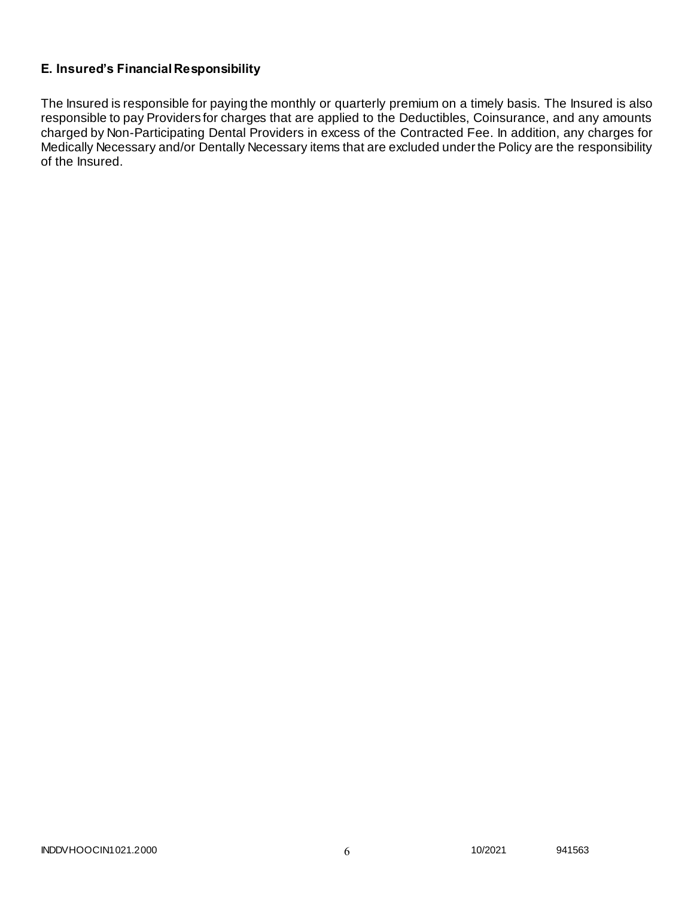### E. Insured's Financial Responsibility

The Insured is responsible for paying the monthly or quarterly premium on a timely basis. The Insured is also responsible to pay Providers for charges that are applied to the Deductibles, Coinsurance, and any amounts charged by Non-Participating Dental Providers in excess of the Contracted Fee. In addition, any charges for Medically Necessary and/or Dentally Necessary items that are excluded under the Policy are the responsibility of the Insured.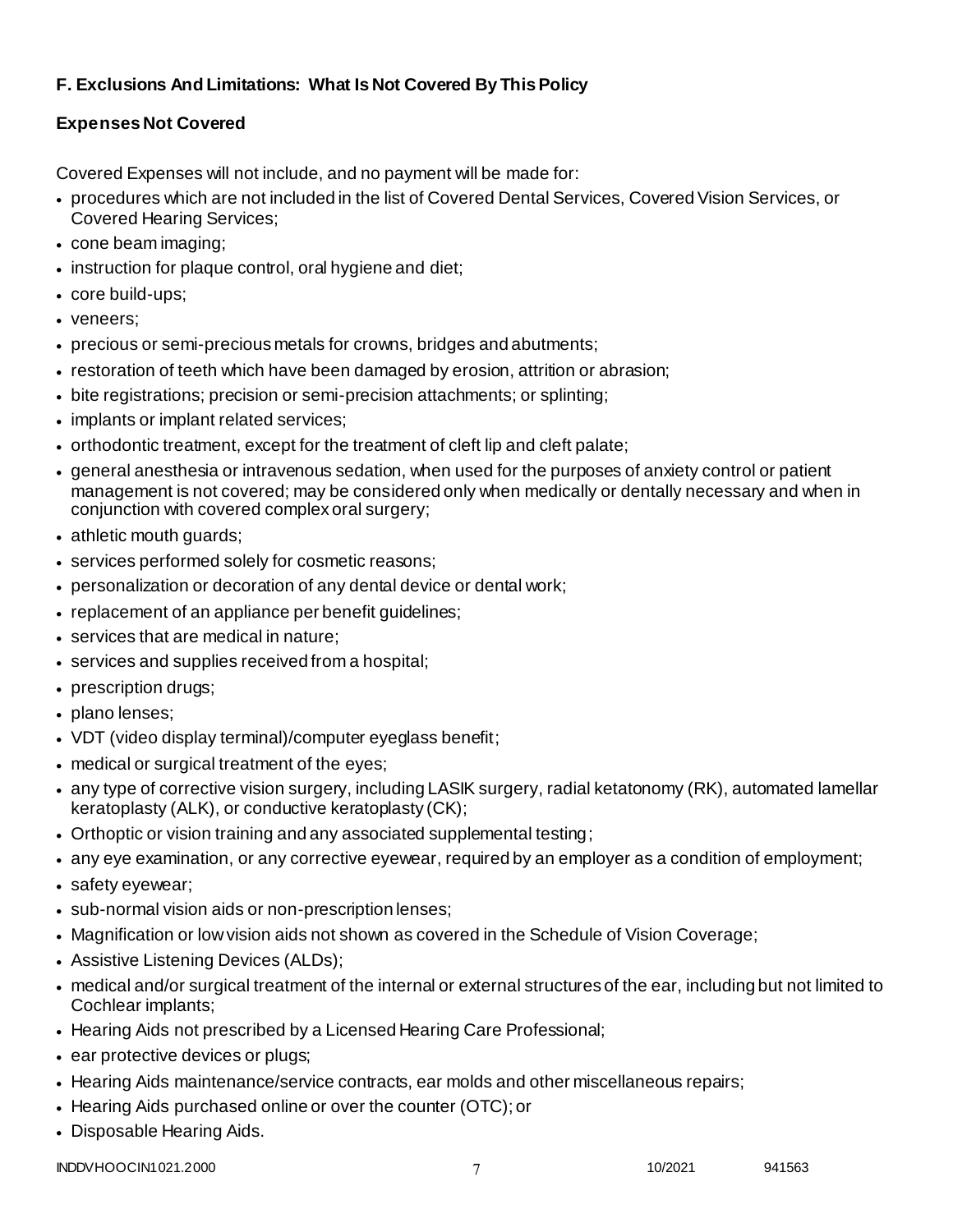### F. Exclusions And Limitations: What Is Not Covered By This Policy

#### Expenses Not Covered

Covered Expenses will not include, and no payment will be made for:

- procedures which are not included in the list of Covered Dental Services, Covered Vision Services, or Covered Hearing Services;
- cone beam imaging;
- instruction for plaque control, oral hygiene and diet;
- core build-ups;
- veneers;
- precious or semi-precious metals for crowns, bridges and abutments;
- restoration of teeth which have been damaged by erosion, attrition or abrasion;
- bite registrations; precision or semi-precision attachments; or splinting;
- implants or implant related services;
- orthodontic treatment, except for the treatment of cleft lip and cleft palate;
- general anesthesia or intravenous sedation, when used for the purposes of anxiety control or patient management is not covered; may be considered only when medically or dentally necessary and when in conjunction with covered complex oral surgery;
- athletic mouth guards;
- services performed solely for cosmetic reasons;
- personalization or decoration of any dental device or dental work;
- replacement of an appliance per benefit guidelines;
- services that are medical in nature;
- services and supplies received from a hospital;
- prescription drugs;
- plano lenses;
- VDT (video display terminal)/computer eyeglass benefit;
- medical or surgical treatment of the eyes;
- any type of corrective vision surgery, including LASIK surgery, radial ketatonomy (RK), automated lamellar keratoplasty (ALK), or conductive keratoplasty (CK);
- Orthoptic or vision training and any associated supplemental testing;
- any eye examination, or any corrective eyewear, required by an employer as a condition of employment;
- safety eyewear;
- sub-normal vision aids or non-prescription lenses;
- Magnification or low vision aids not shown as covered in the Schedule of Vision Coverage;
- Assistive Listening Devices (ALDs);
- medical and/or surgical treatment of the internal or external structures of the ear, including but not limited to Cochlear implants;
- Hearing Aids not prescribed by a Licensed Hearing Care Professional;
- ear protective devices or plugs;
- Hearing Aids maintenance/service contracts, ear molds and other miscellaneous repairs;
- Hearing Aids purchased online or over the counter (OTC); or
- Disposable Hearing Aids.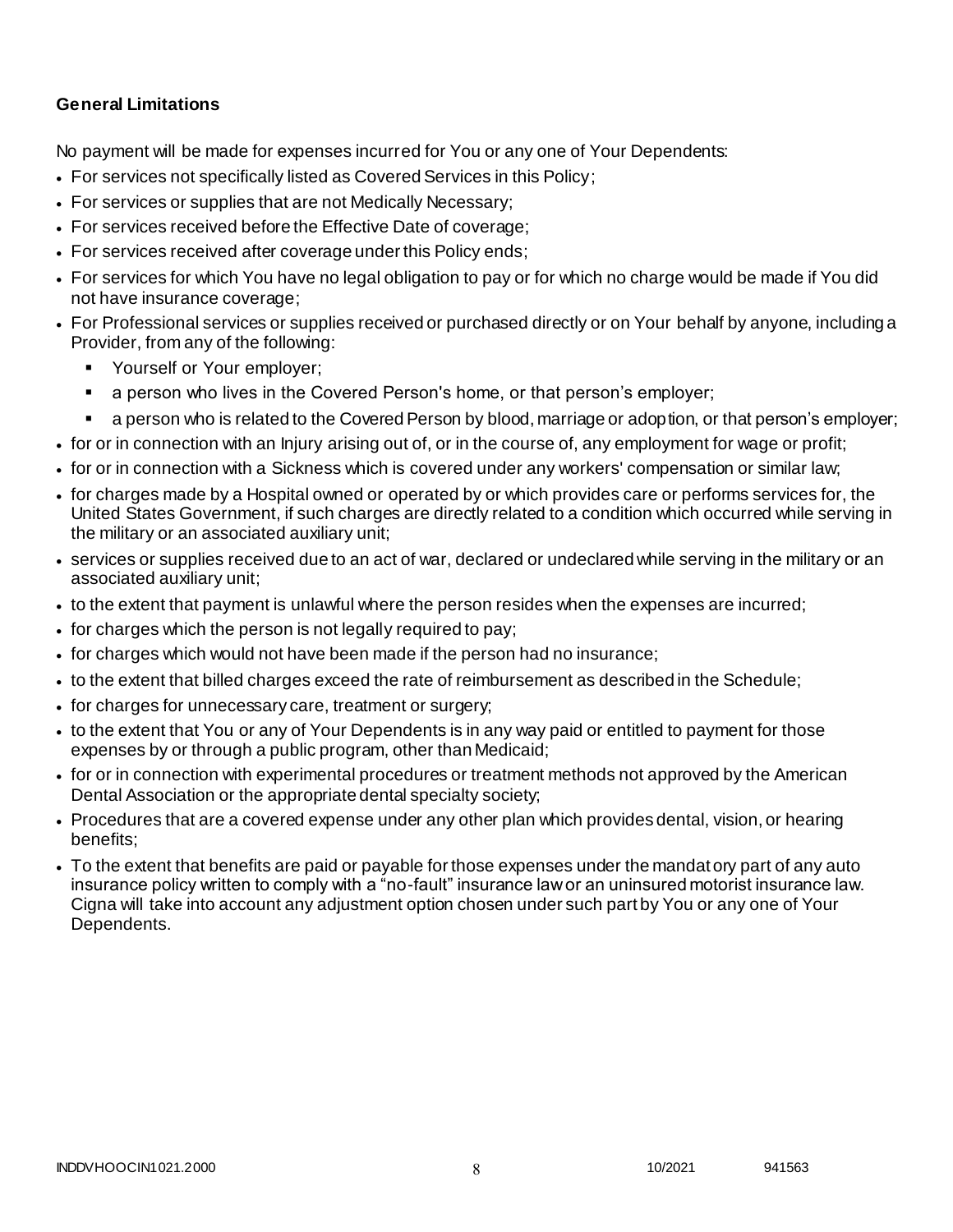**General Limitations**

No payment will be made for expenses incurred for You or any one of Your Dependents:

- For services not specifically listed as Covered Services in this Policy;
- For services or supplies that are not Medically Necessary;
- For services received before the Effective Date of coverage;
- For services received after coverage under this Policy ends;
- For services for which You have no legal obligation to pay or for which no charge would be made if You did not have insurance coverage;
- For Professional services or supplies received or purchased directly or on Your behalf by anyone, including a Provider, from any of the following:
  - Yourself or Your employer;
  - a person who lives in the Covered Person's home, or that person's employer;
  - a person who is related to the Covered Person by blood, marriage or adoption, or that person's employer;
- for or in connection with an Injury arising out of, or in the course of, any employment for wage or profit;
- for or in connection with a Sickness which is covered under any workers' compensation or similar law;
- for charges made by a Hospital owned or operated by or which provides care or performs services for, the United States Government, if such charges are directly related to a condition which occurred while serving in the military or an associated auxiliary unit;
- services or supplies received due to an act of war, declared or undeclared while serving in the military or an associated auxiliary unit;
- to the extent that payment is unlawful where the person resides when the expenses are incurred;
- for charges which the person is not legally required to pay;
- for charges which would not have been made if the person had no insurance;
- to the extent that billed charges exceed the rate of reimbursement as described in the Schedule;
- for charges for unnecessary care, treatment or surgery;
- to the extent that You or any of Your Dependents is in any way paid or entitled to payment for those expenses by or through a public program, other than Medicaid;
- for or in connection with experimental procedures or treatment methods not approved by the American Dental Association or the appropriate dental specialty society;
- Procedures that are a covered expense under any other plan which provides dental, vision, or hearing benefits;
- To the extent that benefits are paid or payable for those expenses under the mandatory part of any auto insurance policy written to comply with a "no-fault" insurance law or an uninsured motorist insurance law. Cigna will take into account any adjustment option chosen under such part by You or any one of Your Dependents.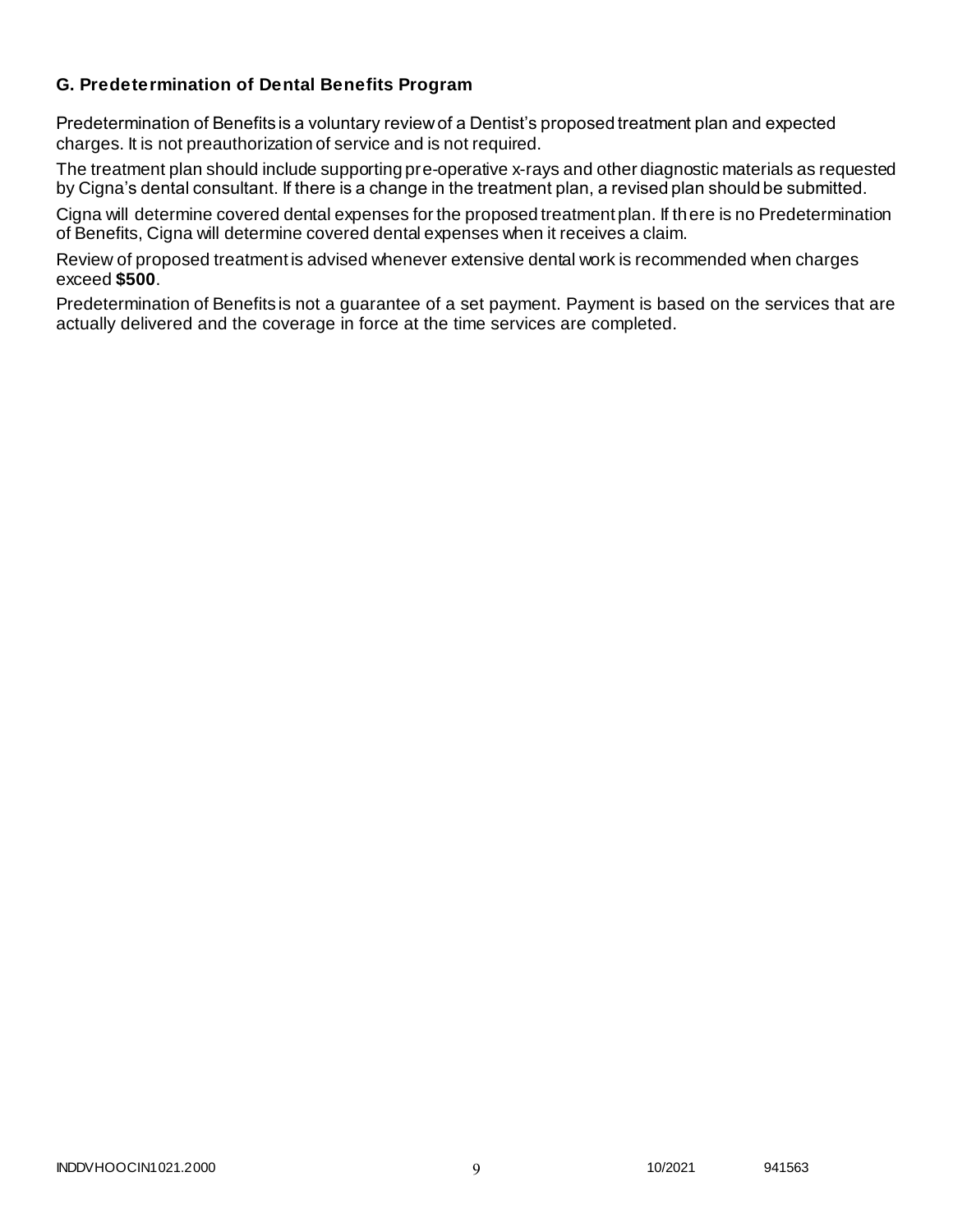### G. Predetermination of Dental Benefits Program

Predetermination of Benefits is a voluntary review of a Dentist's proposed treatment plan and expected charges. It is not preauthorization of service and is not required.

The treatment plan should include supporting pre-operative x-rays and other diagnostic materials as requested by Cigna's dental consultant. If there is a change in the treatment plan, a revised plan should be submitted.

Cigna will determine covered dental expenses for the proposed treatment plan. If there is no Predetermination of Benefits, Cigna will determine covered dental expenses when it receives a claim.

Review of proposed treatment is advised whenever extensive dental work is recommended when charges exceed **$500**.

Predetermination of Benefits is not a guarantee of a set payment. Payment is based on the services that are actually delivered and the coverage in force at the time services are completed.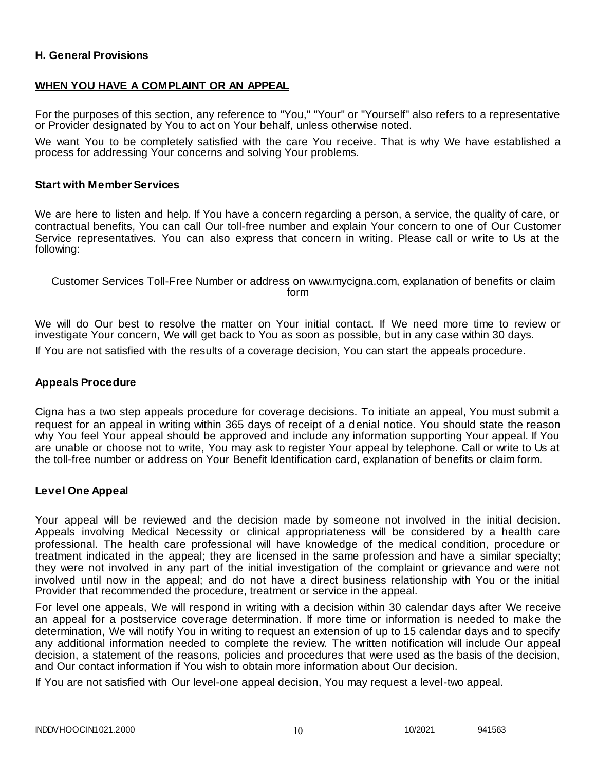## H. General Provisions

### WHEN YOU HAVE A COMPLAINT OR AN APPEAL

For the purposes of this section, any reference to "You," "Your" or "Yourself" also refers to a representative or Provider designated by You to act on Your behalf, unless otherwise noted.

We want You to be completely satisfied with the care You receive. That is why We have established a process for addressing Your concerns and solving Your problems.

### Start with Member Services

We are here to listen and help. If You have a concern regarding a person, a service, the quality of care, or contractual benefits, You can call Our toll-free number and explain Your concern to one of Our Customer Service representatives. You can also express that concern in writing. Please call or write to Us at the following:

Customer Services Toll-Free Number or address on www.mycigna.com, explanation of benefits or claim form

We will do Our best to resolve the matter on Your initial contact. If We need more time to review or investigate Your concern, We will get back to You as soon as possible, but in any case within 30 days.

If You are not satisfied with the results of a coverage decision, You can start the appeals procedure.

### Appeals Procedure

Cigna has a two step appeals procedure for coverage decisions. To initiate an appeal, You must submit a request for an appeal in writing within 365 days of receipt of a denial notice. You should state the reason why You feel Your appeal should be approved and include any information supporting Your appeal. If You are unable or choose not to write, You may ask to register Your appeal by telephone. Call or write to Us at the toll-free number or address on Your Benefit Identification card, explanation of benefits or claim form.

### Level One Appeal

Your appeal will be reviewed and the decision made by someone not involved in the initial decision. Appeals involving Medical Necessity or clinical appropriateness will be considered by a health care professional. The health care professional will have knowledge of the medical condition, procedure or treatment indicated in the appeal; they are licensed in the same profession and have a similar specialty; they were not involved in any part of the initial investigation of the complaint or grievance and were not involved until now in the appeal; and do not have a direct business relationship with You or the initial Provider that recommended the procedure, treatment or service in the appeal.

For level one appeals, We will respond in writing with a decision within 30 calendar days after We receive an appeal for a postservice coverage determination. If more time or information is needed to make the determination, We will notify You in writing to request an extension of up to 15 calendar days and to specify any additional information needed to complete the review. The written notification will include Our appeal decision, a statement of the reasons, policies and procedures that were used as the basis of the decision, and Our contact information if You wish to obtain more information about Our decision.

If You are not satisfied with Our level-one appeal decision, You may request a level-two appeal.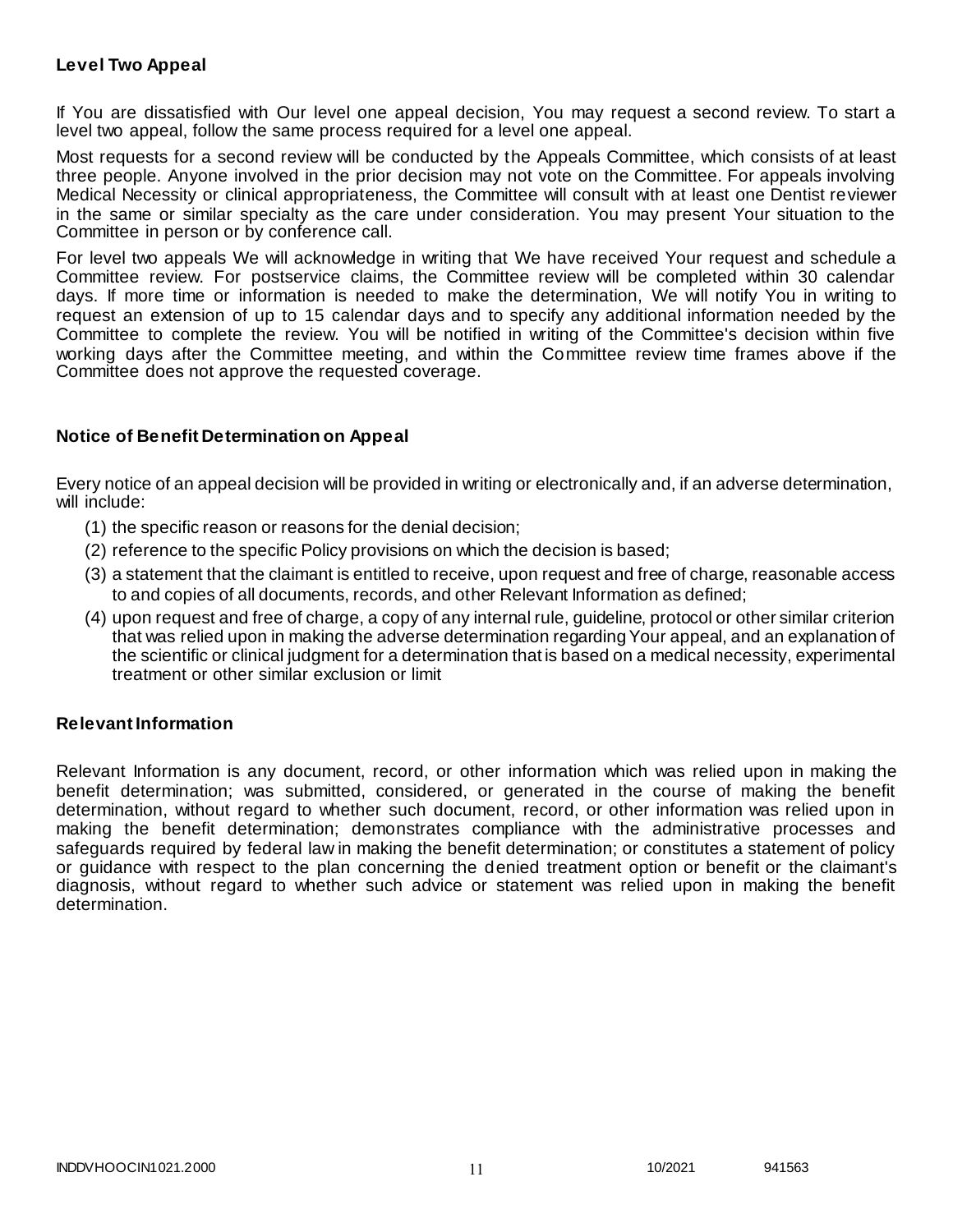### Level Two Appeal

If You are dissatisfied with Our level one appeal decision, You may request a second review. To start a level two appeal, follow the same process required for a level one appeal.

Most requests for a second review will be conducted by the Appeals Committee, which consists of at least three people. Anyone involved in the prior decision may not vote on the Committee. For appeals involving Medical Necessity or clinical appropriateness, the Committee will consult with at least one Dentist reviewer in the same or similar specialty as the care under consideration. You may present Your situation to the Committee in person or by conference call.

For level two appeals We will acknowledge in writing that We have received Your request and schedule a Committee review. For postservice claims, the Committee review will be completed within 30 calendar days. If more time or information is needed to make the determination, We will notify You in writing to request an extension of up to 15 calendar days and to specify any additional information needed by the Committee to complete the review. You will be notified in writing of the Committee's decision within five working days after the Committee meeting, and within the Committee review time frames above if the Committee does not approve the requested coverage.

### Notice of Benefit Determination on Appeal

Every notice of an appeal decision will be provided in writing or electronically and, if an adverse determination, will include:

(1) the specific reason or reasons for the denial decision;

(2) reference to the specific Policy provisions on which the decision is based;

(3) a statement that the claimant is entitled to receive, upon request and free of charge, reasonable access to and copies of all documents, records, and other Relevant Information as defined;

(4) upon request and free of charge, a copy of any internal rule, guideline, protocol or other similar criterion that was relied upon in making the adverse determination regarding Your appeal, and an explanation of the scientific or clinical judgment for a determination that is based on a medical necessity, experimental treatment or other similar exclusion or limit

### Relevant Information

Relevant Information is any document, record, or other information which was relied upon in making the benefit determination; was submitted, considered, or generated in the course of making the benefit determination, without regard to whether such document, record, or other information was relied upon in making the benefit determination; demonstrates compliance with the administrative processes and safeguards required by federal law in making the benefit determination; or constitutes a statement of policy or guidance with respect to the plan concerning the denied treatment option or benefit or the claimant's diagnosis, without regard to whether such advice or statement was relied upon in making the benefit determination.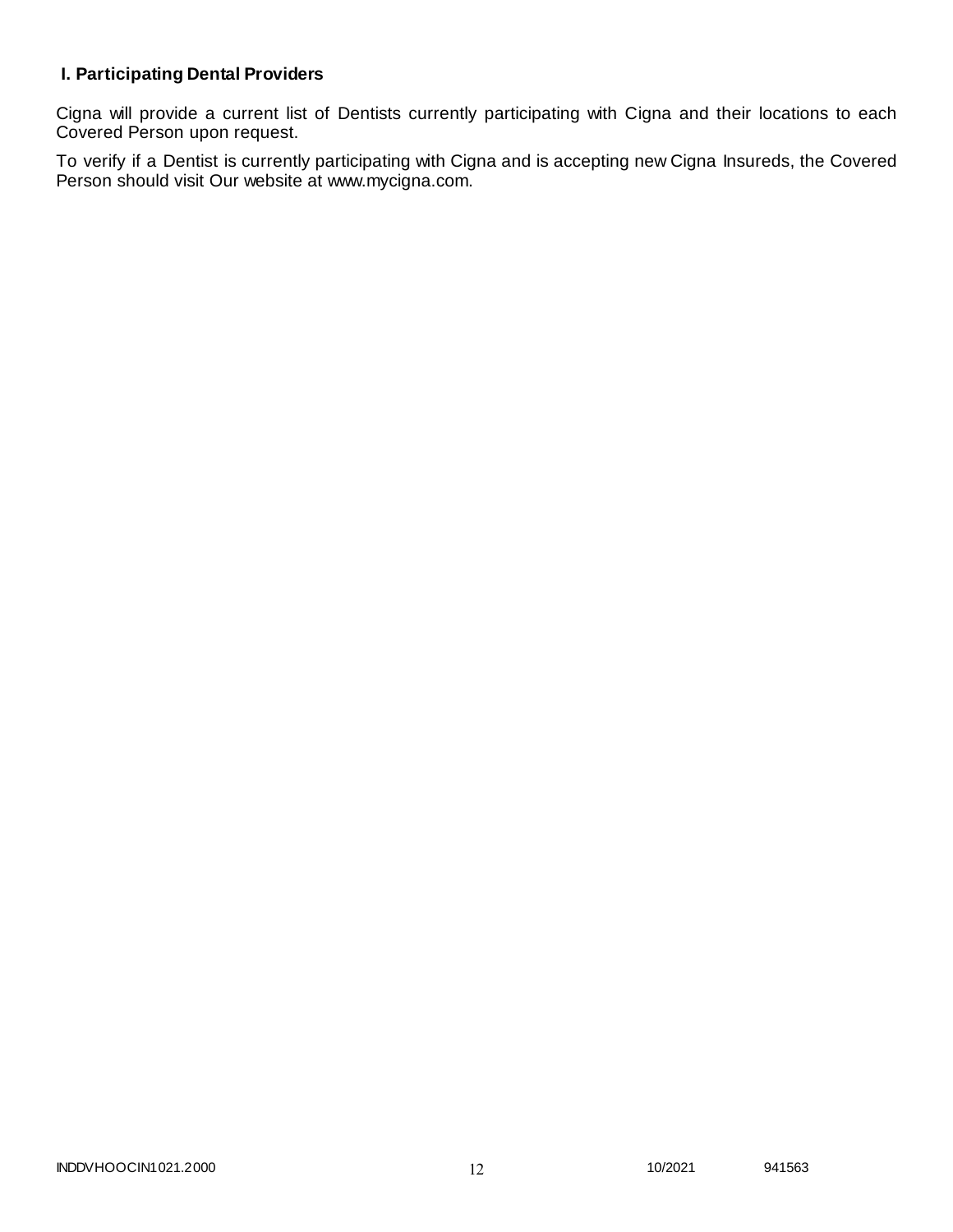### I. Participating Dental Providers

Cigna will provide a current list of Dentists currently participating with Cigna and their locations to each Covered Person upon request.

To verify if a Dentist is currently participating with Cigna and is accepting new Cigna Insureds, the Covered Person should visit Our website at www.mycigna.com.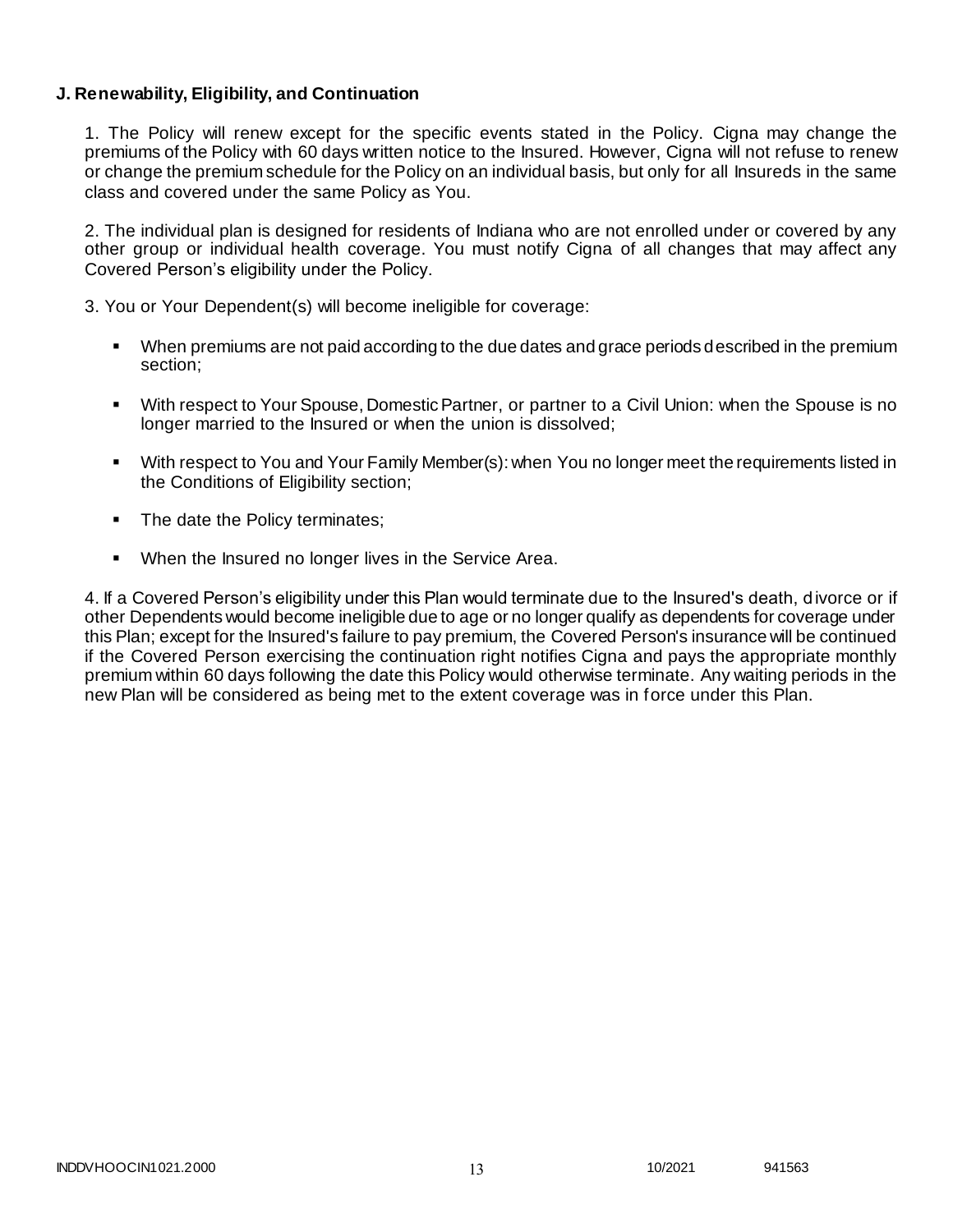### J. Renewability, Eligibility, and Continuation

1. The Policy will renew except for the specific events stated in the Policy. Cigna may change the premiums of the Policy with 60 days written notice to the Insured. However, Cigna will not refuse to renew or change the premium schedule for the Policy on an individual basis, but only for all Insureds in the same class and covered under the same Policy as You.

2. The individual plan is designed for residents of Indiana who are not enrolled under or covered by any other group or individual health coverage. You must notify Cigna of all changes that may affect any Covered Person's eligibility under the Policy.

3. You or Your Dependent(s) will become ineligible for coverage:

- When premiums are not paid according to the due dates and grace periods described in the premium section;
- With respect to Your Spouse, Domestic Partner, or partner to a Civil Union: when the Spouse is no longer married to the Insured or when the union is dissolved;
- With respect to You and Your Family Member(s): when You no longer meet the requirements listed in the Conditions of Eligibility section;
- The date the Policy terminates;
- When the Insured no longer lives in the Service Area.

4. If a Covered Person's eligibility under this Plan would terminate due to the Insured's death, divorce or if other Dependents would become ineligible due to age or no longer qualify as dependents for coverage under this Plan; except for the Insured's failure to pay premium, the Covered Person's insurance will be continued if the Covered Person exercising the continuation right notifies Cigna and pays the appropriate monthly premium within 60 days following the date this Policy would otherwise terminate. Any waiting periods in the new Plan will be considered as being met to the extent coverage was in force under this Plan.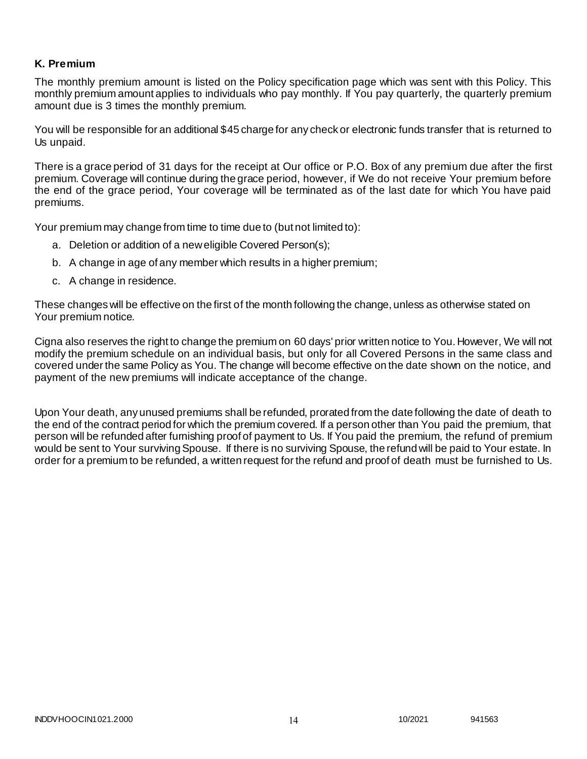**K. Premium**

The monthly premium amount is listed on the Policy specification page which was sent with this Policy. This monthly premium amount applies to individuals who pay monthly. If You pay quarterly, the quarterly premium amount due is 3 times the monthly premium.

You will be responsible for an additional $45 charge for any check or electronic funds transfer that is returned to Us unpaid.

There is a grace period of 31 days for the receipt at Our office or P.O. Box of any premium due after the first premium. Coverage will continue during the grace period, however, if We do not receive Your premium before the end of the grace period, Your coverage will be terminated as of the last date for which You have paid premiums.

Your premium may change from time to time due to (but not limited to):

a. Deletion or addition of a new eligible Covered Person(s);
b. A change in age of any member which results in a higher premium;
c. A change in residence.

These changes will be effective on the first of the month following the change, unless as otherwise stated on Your premium notice.

Cigna also reserves the right to change the premium on 60 days' prior written notice to You. However, We will not modify the premium schedule on an individual basis, but only for all Covered Persons in the same class and covered under the same Policy as You. The change will become effective on the date shown on the notice, and payment of the new premiums will indicate acceptance of the change.

Upon Your death, any unused premiums shall be refunded, prorated from the date following the date of death to the end of the contract period for which the premium covered. If a person other than You paid the premium, that person will be refunded after furnishing proof of payment to Us. If You paid the premium, the refund of premium would be sent to Your surviving Spouse. If there is no surviving Spouse, the refund will be paid to Your estate. In order for a premium to be refunded, a written request for the refund and proof of death must be furnished to Us.

INDDVHOOCIN1021.2000 10/2021 941563